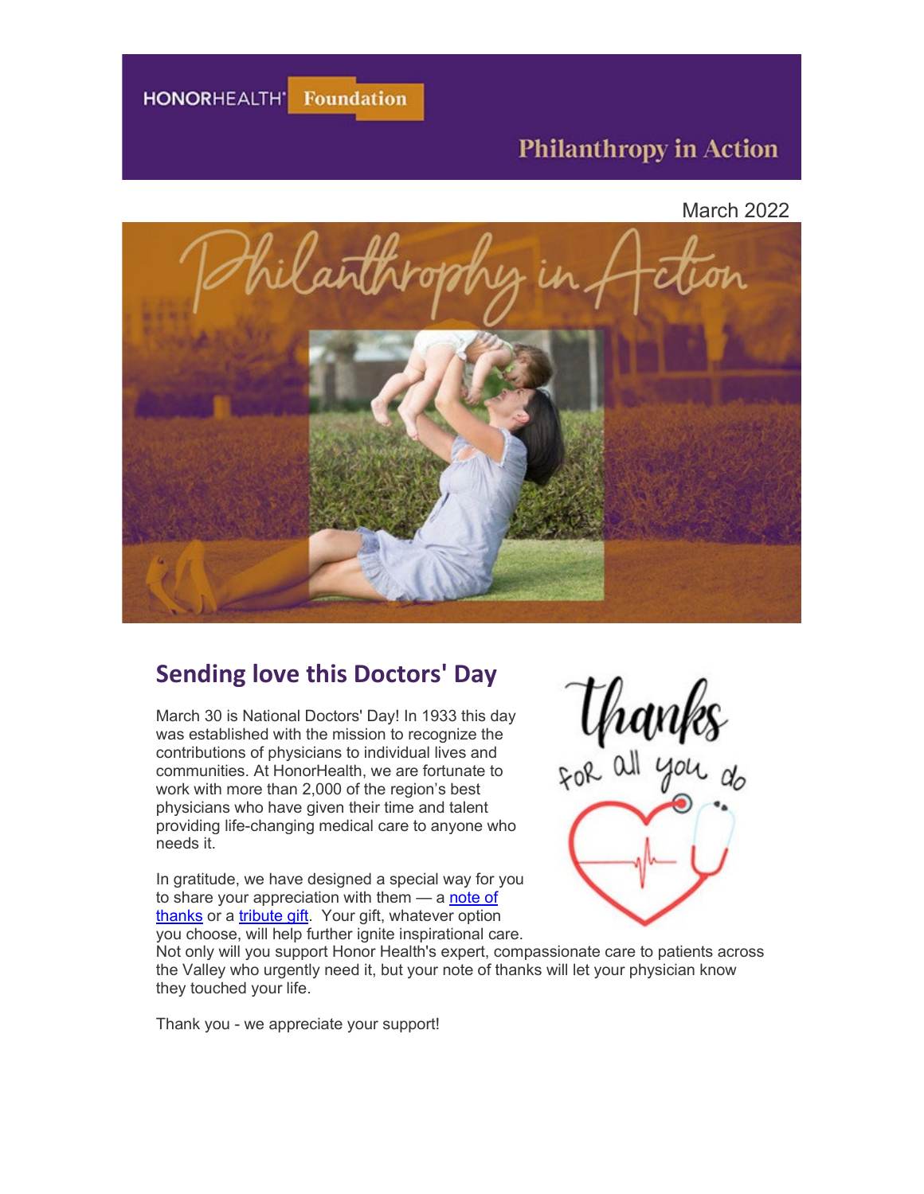HONORHEALTH Foundation

Philanthropy in Action

March 2022

## Sending love this Doctors' Day

March 30 is National Doctors' Day! In 1933 this day was established with the mission to recognize the contributions of physicians to individual lives and communities. At HonorHealth, we are fortunate to work with more than 2,000 of the region's best physicians who have given their time and talent providing life-changing medical care to anyone who needs it.

In gratitude, we have designed a special way for you to share your appreciation with them — a note of thanks or a tribute gift. Your gift, whatever option you choose, will help further ignite inspirational care. Not only will you support Honor Health's expert, compassionate care to patients across the Valley who urgently need it, but your note of thanks will let your physician know they touched your life.

Thank you - we appreciate your support!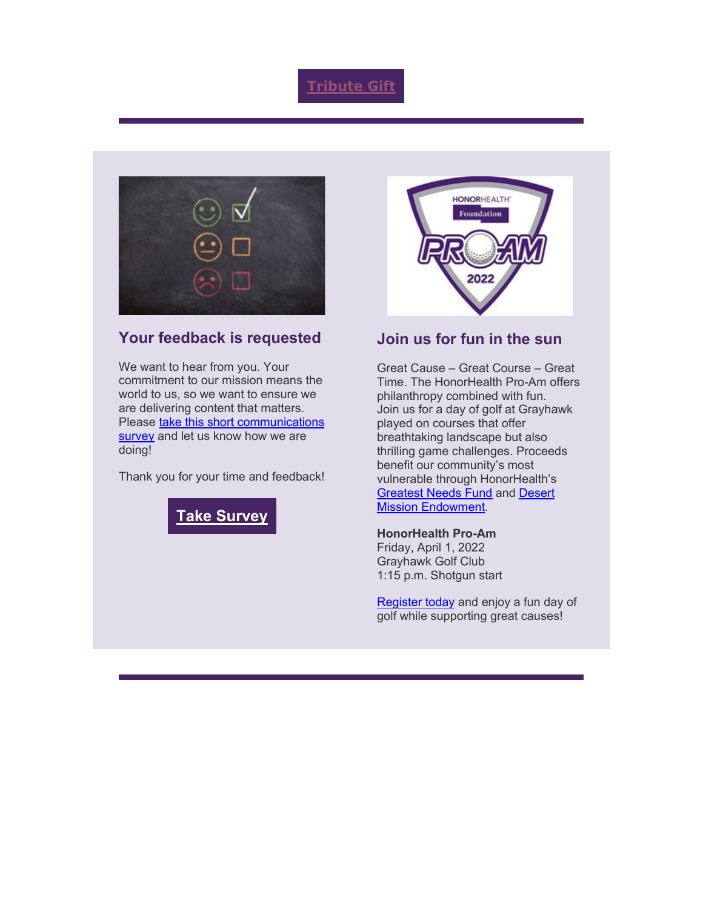Tribute Gift

## Your feedback is requested

We want to hear from you. Your commitment to our mission means the world to us, so we want to ensure we are delivering content that matters. Please take this short communications survey and let us know how we are doing!

Thank you for your time and feedback!

Take Survey

## Join us for fun in the sun

Great Cause – Great Course – Great Time. The HonorHealth Pro-Am offers philanthropy combined with fun. Join us for a day of golf at Grayhawk played on courses that offer breathtaking landscape but also thrilling game challenges. Proceeds benefit our community's most vulnerable through HonorHealth's Greatest Needs Fund and Desert Mission Endowment.

**HonorHealth Pro-Am**
Friday, April 1, 2022
Grayhawk Golf Club
1:15 p.m. Shotgun start

Register today and enjoy a fun day of golf while supporting great causes!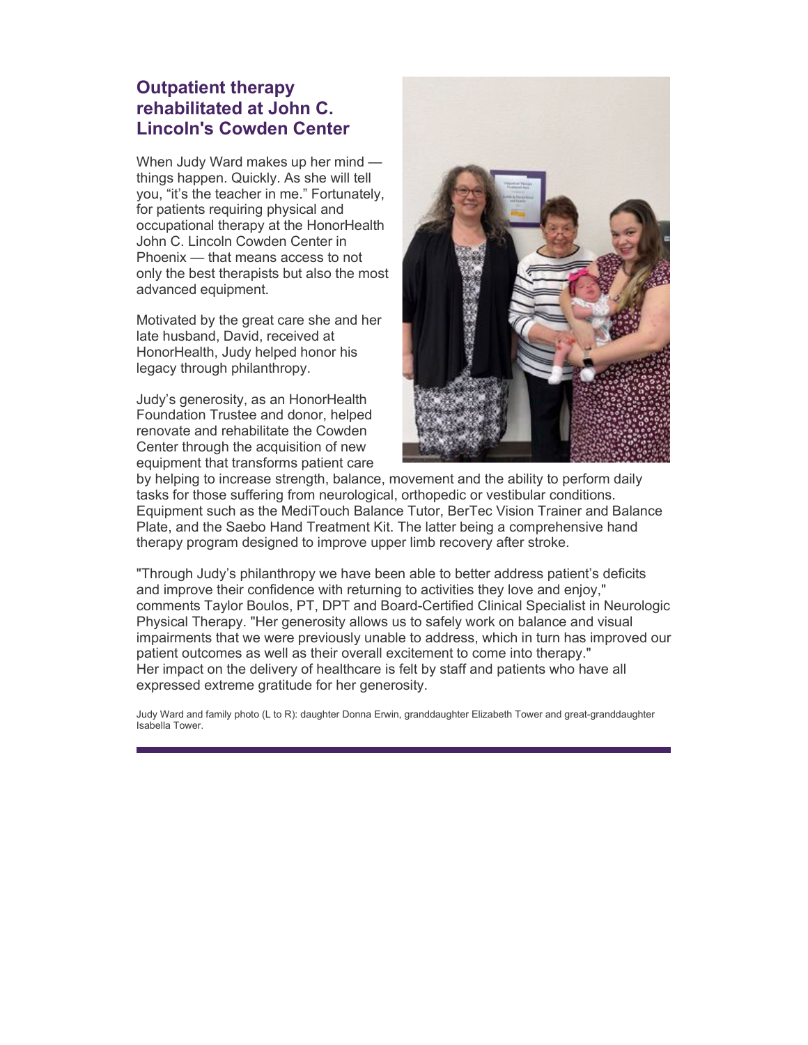## Outpatient therapy rehabilitated at John C. Lincoln's Cowden Center

When Judy Ward makes up her mind — things happen. Quickly. As she will tell you, “it’s the teacher in me.” Fortunately, for patients requiring physical and occupational therapy at the HonorHealth John C. Lincoln Cowden Center in Phoenix — that means access to not only the best therapists but also the most advanced equipment.

Motivated by the great care she and her late husband, David, received at HonorHealth, Judy helped honor his legacy through philanthropy.

Judy’s generosity, as an HonorHealth Foundation Trustee and donor, helped renovate and rehabilitate the Cowden Center through the acquisition of new equipment that transforms patient care by helping to increase strength, balance, movement and the ability to perform daily tasks for those suffering from neurological, orthopedic or vestibular conditions. Equipment such as the MediTouch Balance Tutor, BerTec Vision Trainer and Balance Plate, and the Saebo Hand Treatment Kit. The latter being a comprehensive hand therapy program designed to improve upper limb recovery after stroke.

"Through Judy’s philanthropy we have been able to better address patient’s deficits and improve their confidence with returning to activities they love and enjoy," comments Taylor Boulos, PT, DPT and Board-Certified Clinical Specialist in Neurologic Physical Therapy. "Her generosity allows us to safely work on balance and visual impairments that we were previously unable to address, which in turn has improved our patient outcomes as well as their overall excitement to come into therapy."
Her impact on the delivery of healthcare is felt by staff and patients who have all expressed extreme gratitude for her generosity.

Judy Ward and family photo (L to R): daughter Donna Erwin, granddaughter Elizabeth Tower and great-granddaughter Isabella Tower.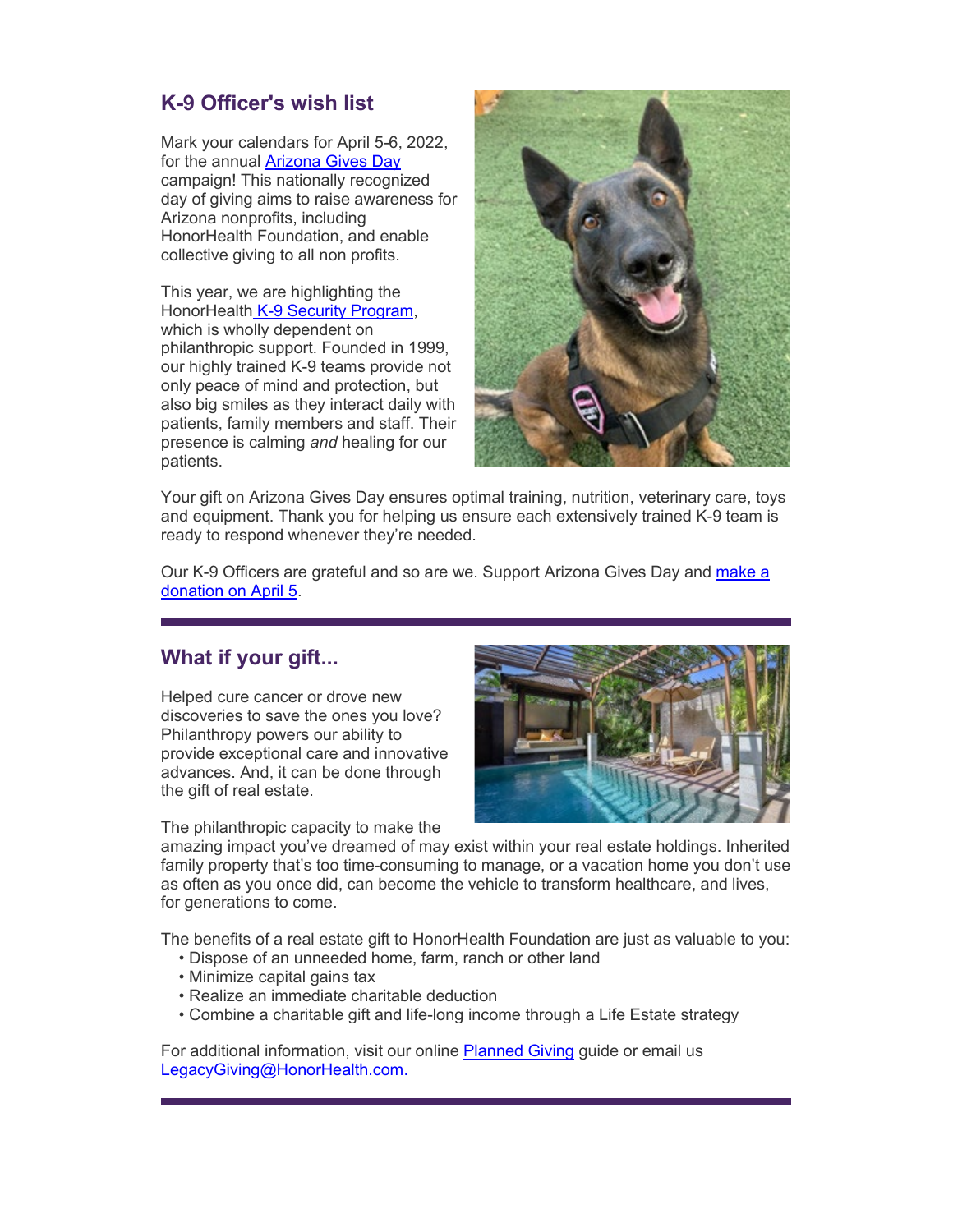## K-9 Officer's wish list

Mark your calendars for April 5-6, 2022, for the annual Arizona Gives Day campaign! This nationally recognized day of giving aims to raise awareness for Arizona nonprofits, including HonorHealth Foundation, and enable collective giving to all non profits.

This year, we are highlighting the HonorHealth K-9 Security Program, which is wholly dependent on philanthropic support. Founded in 1999, our highly trained K-9 teams provide not only peace of mind and protection, but also big smiles as they interact daily with patients, family members and staff. Their presence is calming *and* healing for our patients.

Your gift on Arizona Gives Day ensures optimal training, nutrition, veterinary care, toys and equipment. Thank you for helping us ensure each extensively trained K-9 team is ready to respond whenever they're needed.

Our K-9 Officers are grateful and so are we. Support Arizona Gives Day and make a donation on April 5.

---

## What if your gift...

Helped cure cancer or drove new discoveries to save the ones you love? Philanthropy powers our ability to provide exceptional care and innovative advances. And, it can be done through the gift of real estate.

The philanthropic capacity to make the amazing impact you've dreamed of may exist within your real estate holdings. Inherited family property that's too time-consuming to manage, or a vacation home you don't use as often as you once did, can become the vehicle to transform healthcare, and lives, for generations to come.

The benefits of a real estate gift to HonorHealth Foundation are just as valuable to you:

- Dispose of an unneeded home, farm, ranch or other land
- Minimize capital gains tax
- Realize an immediate charitable deduction
- Combine a charitable gift and life-long income through a Life Estate strategy

For additional information, visit our online Planned Giving guide or email us LegacyGiving@HonorHealth.com.

---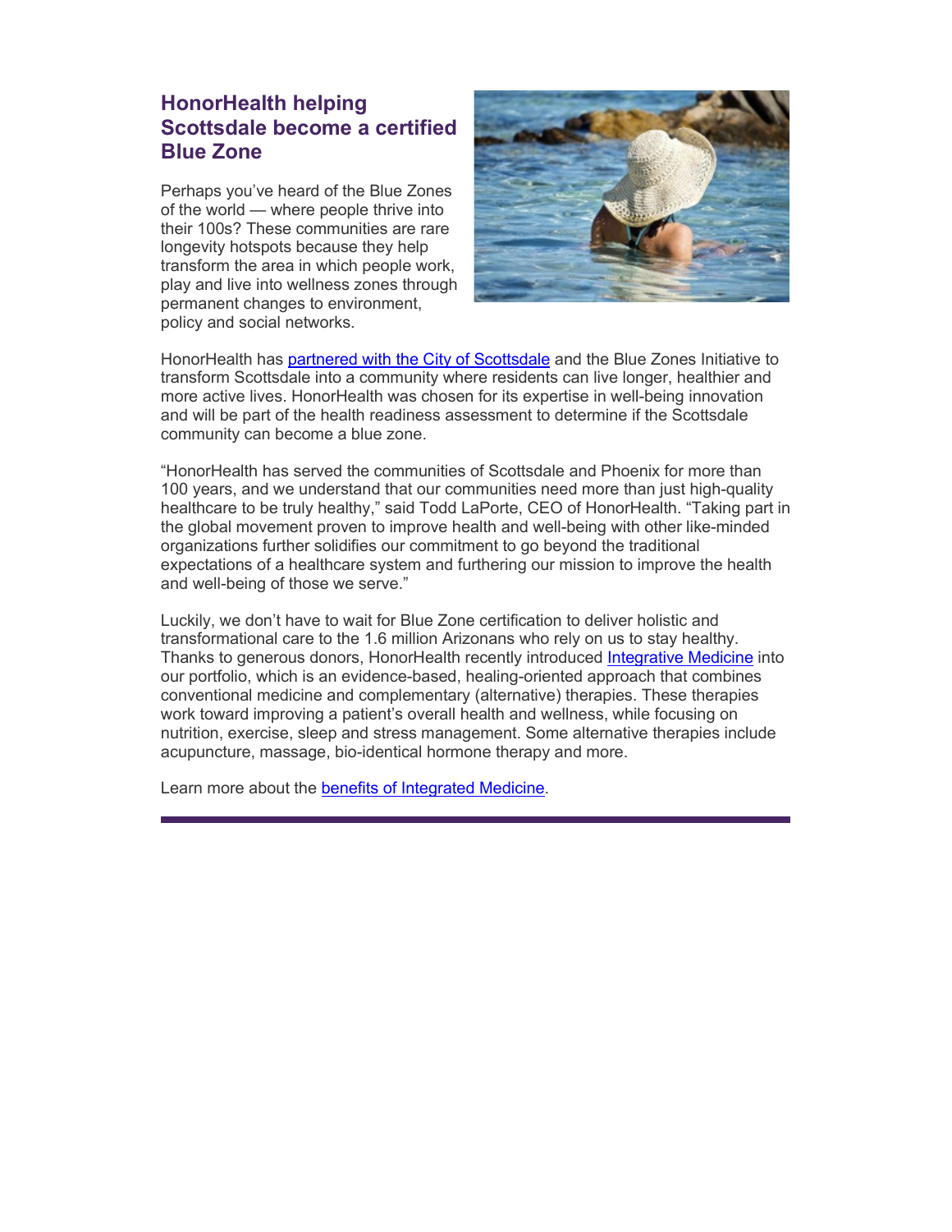## HonorHealth helping Scottsdale become a certified Blue Zone

Perhaps you've heard of the Blue Zones of the world — where people thrive into their 100s? These communities are rare longevity hotspots because they help transform the area in which people work, play and live into wellness zones through permanent changes to environment, policy and social networks.

HonorHealth has partnered with the City of Scottsdale and the Blue Zones Initiative to transform Scottsdale into a community where residents can live longer, healthier and more active lives. HonorHealth was chosen for its expertise in well-being innovation and will be part of the health readiness assessment to determine if the Scottsdale community can become a blue zone.

"HonorHealth has served the communities of Scottsdale and Phoenix for more than 100 years, and we understand that our communities need more than just high-quality healthcare to be truly healthy," said Todd LaPorte, CEO of HonorHealth. "Taking part in the global movement proven to improve health and well-being with other like-minded organizations further solidifies our commitment to go beyond the traditional expectations of a healthcare system and furthering our mission to improve the health and well-being of those we serve."

Luckily, we don't have to wait for Blue Zone certification to deliver holistic and transformational care to the 1.6 million Arizonans who rely on us to stay healthy. Thanks to generous donors, HonorHealth recently introduced Integrative Medicine into our portfolio, which is an evidence-based, healing-oriented approach that combines conventional medicine and complementary (alternative) therapies. These therapies work toward improving a patient's overall health and wellness, while focusing on nutrition, exercise, sleep and stress management. Some alternative therapies include acupuncture, massage, bio-identical hormone therapy and more.

Learn more about the benefits of Integrated Medicine.